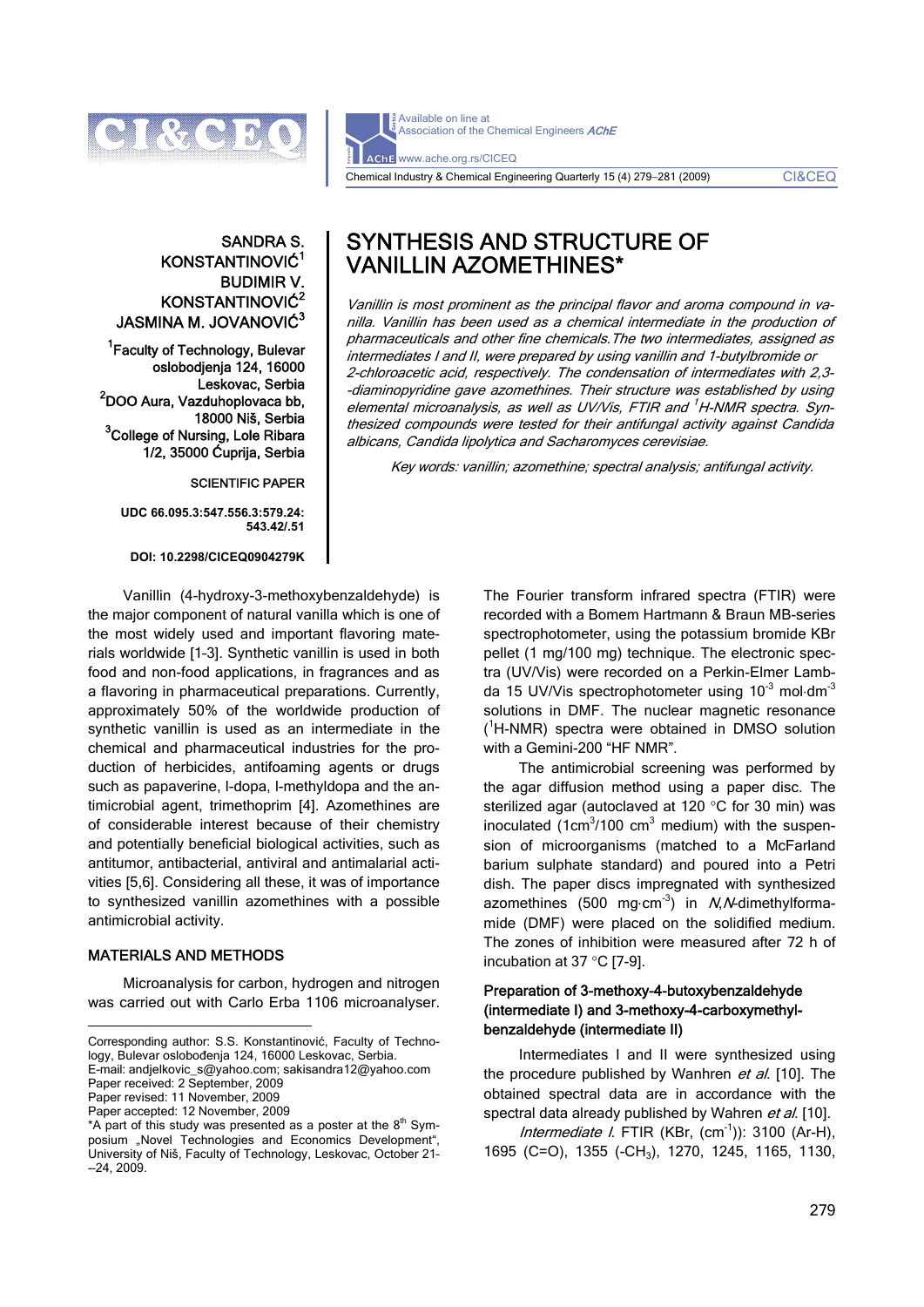SANDRA S. KONSTANTINOVIĆ[1]
BUDIMIR V. KONSTANTINOVIĆ[2]
JASMINA M. JOVANOVIĆ[3]

[1]Faculty of Technology, Bulevar oslobodjenja 124, 16000 Leskovac, Serbia
[2]DOO Aura, Vazduhoplovaca bb, 18000 Niš, Serbia
[3]College of Nursing, Lole Ribara 1/2, 35000 Ćuprija, Serbia

SCIENTIFIC PAPER

UDC 66.095.3:547.556.3:579.24:543.42/.51

DOI: 10.2298/CICEQ0904279K

# SYNTHESIS AND STRUCTURE OF VANILLIN AZOMETHINES*

*Vanillin is most prominent as the principal flavor and aroma compound in vanilla. Vanillin has been used as a chemical intermediate in the production of pharmaceuticals and other fine chemicals.The two intermediates, assigned as intermediates I and II, were prepared by using vanillin and 1-butylbromide or 2-chloroacetic acid, respectively. The condensation of intermediates with 2,3--diaminopyridine gave azomethines. Their structure was established by using elemental microanalysis, as well as UV/Vis, FTIR and $^1$H-NMR spectra. Synthesized compounds were tested for their antifungal activity against Candida albicans, Candida lipolytica and Sacharomyces cerevisiae.*

*Key words: vanillin; azomethine; spectral analysis; antifungal activity.*

Vanillin (4-hydroxy-3-methoxybenzaldehyde) is the major component of natural vanilla which is one of the most widely used and important flavoring materials worldwide [1-3]. Synthetic vanillin is used in both food and non-food applications, in fragrances and as a flavoring in pharmaceutical preparations. Currently, approximately 50% of the worldwide production of synthetic vanillin is used as an intermediate in the chemical and pharmaceutical industries for the production of herbicides, antifoaming agents or drugs such as papaverine, l-dopa, l-methyldopa and the antimicrobial agent, trimethoprim [4]. Azomethines are of considerable interest because of their chemistry and potentially beneficial biological activities, such as antitumor, antibacterial, antiviral and antimalarial activities [5,6]. Considering all these, it was of importance to synthesized vanillin azomethines with a possible antimicrobial activity.

## MATERIALS AND METHODS

Microanalysis for carbon, hydrogen and nitrogen was carried out with Carlo Erba 1106 microanalyser. The Fourier transform infrared spectra (FTIR) were recorded with a Bomem Hartmann & Braun MB-series spectrophotometer, using the potassium bromide KBr pellet (1 mg/100 mg) technique. The electronic spectra (UV/Vis) were recorded on a Perkin-Elmer Lambda 15 UV/Vis spectrophotometer using $10^{-3}$ mol·dm$^{-3}$ solutions in DMF. The nuclear magnetic resonance ($^1$H-NMR) spectra were obtained in DMSO solution with a Gemini-200 "HF NMR".

The antimicrobial screening was performed by the agar diffusion method using a paper disc. The sterilized agar (autoclaved at 120 °C for 30 min) was inoculated (1cm$^3$/100 cm$^3$ medium) with the suspension of microorganisms (matched to a McFarland barium sulphate standard) and poured into a Petri dish. The paper discs impregnated with synthesized azomethines (500 mg·cm$^{-3}$) in *N,N*-dimethylformamide (DMF) were placed on the solidified medium. The zones of inhibition were measured after 72 h of incubation at 37 °C [7-9].

### Preparation of 3-methoxy-4-butoxybenzaldehyde (intermediate I) and 3-methoxy-4-carboxymethyl-benzaldehyde (intermediate II)

Intermediates I and II were synthesized using the procedure published by Wanhren *et al.* [10]. The obtained spectral data are in accordance with the spectral data already published by Wahren *et al.* [10].

*Intermediate I*. FTIR (KBr, (cm$^{-1}$)): 3100 (Ar-H), 1695 (C=O), 1355 (-CH$_3$), 1270, 1245, 1165, 1130,

---

Corresponding author: S.S. Konstantinović, Faculty of Technology, Bulevar oslobođenja 124, 16000 Leskovac, Serbia.
E-mail: andjelkovic_s@yahoo.com; sakisandra12@yahoo.com
Paper received: 2 September, 2009
Paper revised: 11 November, 2009
Paper accepted: 12 November, 2009
*A part of this study was presented as a poster at the 8th Symposium „Novel Technologies and Economics Development", University of Niš, Faculty of Technology, Leskovac, October 21--24, 2009.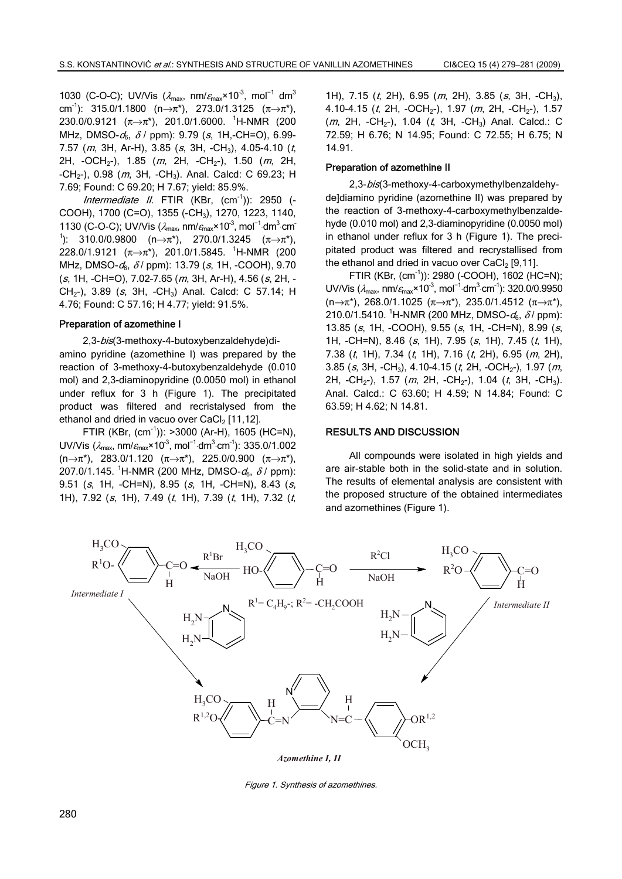1030 (C-O-C); UV/Vis ($\lambda_{max}$, nm/$\varepsilon_{max}\times10^{-3}$, mol$^{-1}$ dm$^3$ cm$^{-1}$): 315.0/1.1800 (n→π*), 273.0/1.3125 (π→π*), 230.0/0.9121 (π→π*), 201.0/1.6000. $^1$H-NMR (200 MHz, DMSO-$d_6$, $\delta$ / ppm): 9.79 (*s*, 1H,-CH=O), 6.99-7.57 (*m*, 3H, Ar-H), 3.85 (*s*, 3H, -CH$_3$), 4.05-4.10 (*t*, 2H, -OCH$_2$-), 1.85 (*m*, 2H, -CH$_2$-), 1.50 (*m*, 2H, -CH$_2$-), 0.98 (*m*, 3H, -CH$_3$). Anal. Calcd: C 69.23; H 7.69; Found: C 69.20; H 7.67; yield: 85.9%.

*Intermediate II*. FTIR (KBr, (cm$^{-1}$)): 2950 (-COOH), 1700 (C=O), 1355 (-CH$_3$), 1270, 1223, 1140, 1130 (C-O-C); UV/Vis ($\lambda_{max}$, nm/$\varepsilon_{max}\times10^{-3}$, mol$^{-1}$·dm$^3$·cm$^{-1}$): 310.0/0.9800 (n→π*), 270.0/1.3245 (π→π*), 228.0/1.9121 (π→π*), 201.0/1.5845. $^1$H-NMR (200 MHz, DMSO-$d_6$, $\delta$ / ppm): 13.79 (*s*, 1H, -COOH), 9.70 (*s*, 1H, -CH=O), 7.02-7.65 (*m*, 3H, Ar-H), 4.56 (*s*, 2H, -CH$_2$-), 3.89 (*s*, 3H, -CH$_3$) Anal. Calcd: C 57.14; H 4.76; Found: C 57.16; H 4.77; yield: 91.5%.

### Preparation of azomethine I

2,3-*bis*(3-methoxy-4-butoxybenzaldehyde)diamino pyridine (azomethine I) was prepared by the reaction of 3-methoxy-4-butoxybenzaldehyde (0.010 mol) and 2,3-diaminopyridine (0.0050 mol) in ethanol under reflux for 3 h (Figure 1). The precipitated product was filtered and recristalysed from the ethanol and dried in vacuo over CaCl$_2$ [11,12].

FTIR (KBr, (cm$^{-1}$)): >3000 (Ar-H), 1605 (HC=N), UV/Vis ($\lambda_{max}$, nm/$\varepsilon_{max}\times10^{-3}$, mol$^{-1}$·dm$^3$·cm$^{-1}$): 335.0/1.002 (n→π*), 283.0/1.120 (π→π*), 225.0/0.900 (π→π*), 207.0/1.145. $^1$H-NMR (200 MHz, DMSO-$d_6$, $\delta$ / ppm): 9.51 (*s*, 1H, -CH=N), 8.95 (*s*, 1H, -CH=N), 8.43 (*s*, 1H), 7.92 (*s*, 1H), 7.49 (*t*, 1H), 7.39 (*t*, 1H), 7.32 (*t*, 1H), 7.15 (*t*, 2H), 6.95 (*m*, 2H), 3.85 (*s*, 3H, -CH$_3$), 4.10-4.15 (*t*, 2H, -OCH$_2$-), 1.97 (*m*, 2H, -CH$_2$-), 1.57 (*m*, 2H, -CH$_2$-), 1.04 (*t*, 3H, -CH$_3$) Anal. Calcd.: C 72.59; H 6.76; N 14.95; Found: C 72.55; H 6.75; N 14.91.

### Preparation of azomethine II

2,3-*bis*(3-methoxy-4-carboxymethylbenzaldehyde]diamino pyridine (azomethine II) was prepared by the reaction of 3-methoxy-4-carboxymethylbenzaldehyde (0.010 mol) and 2,3-diaminopyridine (0.0050 mol) in ethanol under reflux for 3 h (Figure 1). The precipitated product was filtered and recrystallised from the ethanol and dried in vacuo over CaCl$_2$ [9,11].

FTIR (KBr, (cm$^{-1}$)): 2980 (-COOH), 1602 (HC=N); UV/Vis ($\lambda_{max}$, nm/$\varepsilon_{max}\times10^{-3}$, mol$^{-1}$·dm$^3$·cm$^{-1}$): 320.0/0.9950 (n→π*), 268.0/1.1025 (π→π*), 235.0/1.4512 (π→π*), 210.0/1.5410. $^1$H-NMR (200 MHz, DMSO-$d_6$, $\delta$ / ppm): 13.85 (*s*, 1H, -COOH), 9.55 (*s*, 1H, -CH=N), 8.99 (*s*, 1H, -CH=N), 8.46 (*s*, 1H), 7.95 (*s*, 1H), 7.45 (*t*, 1H), 7.38 (*t*, 1H), 7.34 (*t*, 1H), 7.16 (*t*, 2H), 6.95 (*m*, 2H), 3.85 (*s*, 3H, -CH$_3$), 4.10-4.15 (*t*, 2H, -OCH$_2$-), 1.97 (*m*, 2H, -CH$_2$-), 1.57 (*m*, 2H, -CH$_2$-), 1.04 (*t*, 3H, -CH$_3$). Anal. Calcd.: C 63.60; H 4.59; N 14.84; Found: C 63.59; H 4.62; N 14.81.

## RESULTS AND DISCUSSION

All compounds were isolated in high yields and are air-stable both in the solid-state and in solution. The results of elemental analysis are consistent with the proposed structure of the obtained intermediates and azomethines (Figure 1).

$R^1 = C_4H_9$-; $R^2 =$ -CH$_2$COOH

*Figure 1. Synthesis of azomethines.*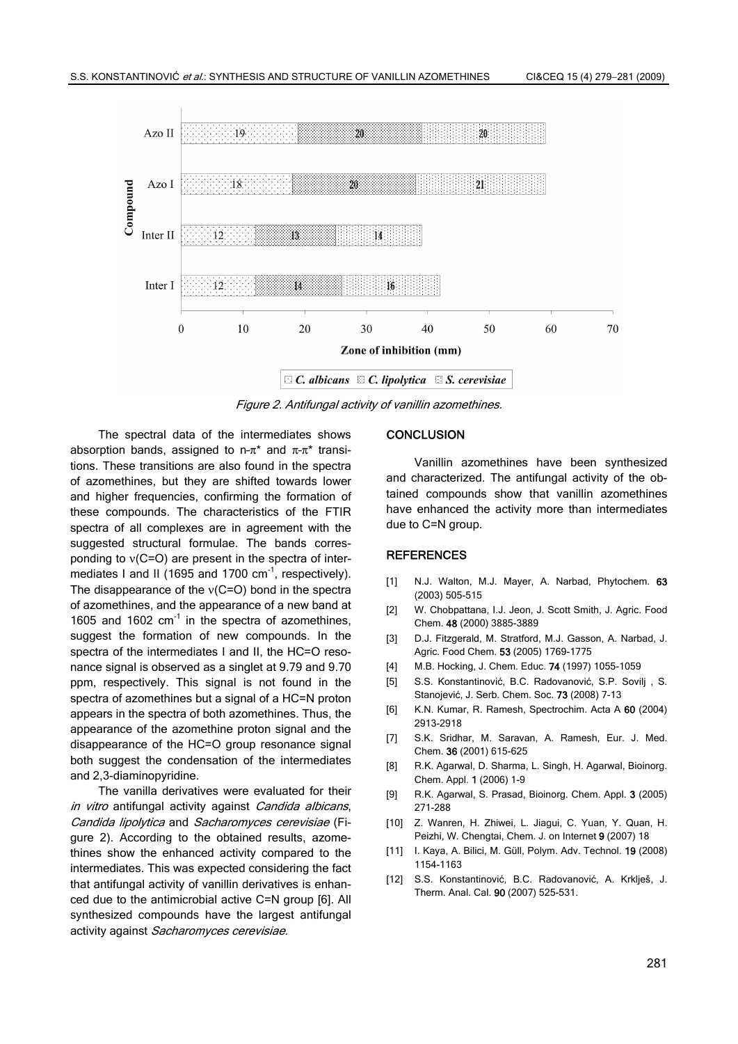Azo II 19 20 20

Azo I 18 20 21

Inter II 12 13 14

Inter I 12 14 16

Compound

0 10 20 30 40 50 60 70

Zone of inhibition (mm)

*C. albicans* *C. lipolytica* *S. cerevisiae*

*Figure 2. Antifungal activity of vanillin azomethines.*

The spectral data of the intermediates shows absorption bands, assigned to n-$\pi^*$ and $\pi$-$\pi^*$ transitions. These transitions are also found in the spectra of azomethines, but they are shifted towards lower and higher frequencies, confirming the formation of these compounds. The characteristics of the FTIR spectra of all complexes are in agreement with the suggested structural formulae. The bands corresponding to $\nu$(C=O) are present in the spectra of intermediates I and II (1695 and 1700 $cm^{-1}$, respectively). The disappearance of the $\nu$(C=O) bond in the spectra of azomethines, and the appearance of a new band at 1605 and 1602 $cm^{-1}$ in the spectra of azomethines, suggest the formation of new compounds. In the spectra of the intermediates I and II, the HC=O resonance signal is observed as a singlet at 9.79 and 9.70 ppm, respectively. This signal is not found in the spectra of azomethines but a signal of a HC=N proton appears in the spectra of both azomethines. Thus, the appearance of the azomethine proton signal and the disappearance of the HC=O group resonance signal both suggest the condensation of the intermediates and 2,3-diaminopyridine.

The vanilla derivatives were evaluated for their *in vitro* antifungal activity against *Candida albicans*, *Candida lipolytica* and *Sacharomyces cerevisiae* (Figure 2). According to the obtained results, azomethines show the enhanced activity compared to the intermediates. This was expected considering the fact that antifungal activity of vanillin derivatives is enhanced due to the antimicrobial active C=N group [6]. All synthesized compounds have the largest antifungal activity against *Sacharomyces cerevisiae*.

## CONCLUSION

Vanillin azomethines have been synthesized and characterized. The antifungal activity of the obtained compounds show that vanillin azomethines have enhanced the activity more than intermediates due to C=N group.

## REFERENCES

[1] N.J. Walton, M.J. Mayer, A. Narbad, Phytochem. **63** (2003) 505-515

[2] W. Chobpattana, I.J. Jeon, J. Scott Smith, J. Agric. Food Chem. **48** (2000) 3885-3889

[3] D.J. Fitzgerald, M. Stratford, M.J. Gasson, A. Narbad, J. Agric. Food Chem. **53** (2005) 1769-1775

[4] M.B. Hocking, J. Chem. Educ. **74** (1997) 1055-1059

[5] S.S. Konstantinović, B.C. Radovanović, S.P. Sovilj , S. Stanojević, J. Serb. Chem. Soc. **73** (2008) 7-13

[6] K.N. Kumar, R. Ramesh, Spectrochim. Acta A **60** (2004) 2913-2918

[7] S.K. Sridhar, M. Saravan, A. Ramesh, Eur. J. Med. Chem. **36** (2001) 615-625

[8] R.K. Agarwal, D. Sharma, L. Singh, H. Agarwal, Bioinorg. Chem. Appl. **1** (2006) 1-9

[9] R.K. Agarwal, S. Prasad, Bioinorg. Chem. Appl. **3** (2005) 271-288

[10] Z. Wanren, H. Zhiwei, L. Jiagui, C. Yuan, Y. Quan, H. Peizhi, W. Chengtai, Chem. J. on Internet **9** (2007) 18

[11] I. Kaya, A. Bilici, M. Güll, Polym. Adv. Technol. **19** (2008) 1154-1163

[12] S.S. Konstantinović, B.C. Radovanović, A. Krklješ, J. Therm. Anal. Cal. **90** (2007) 525-531.